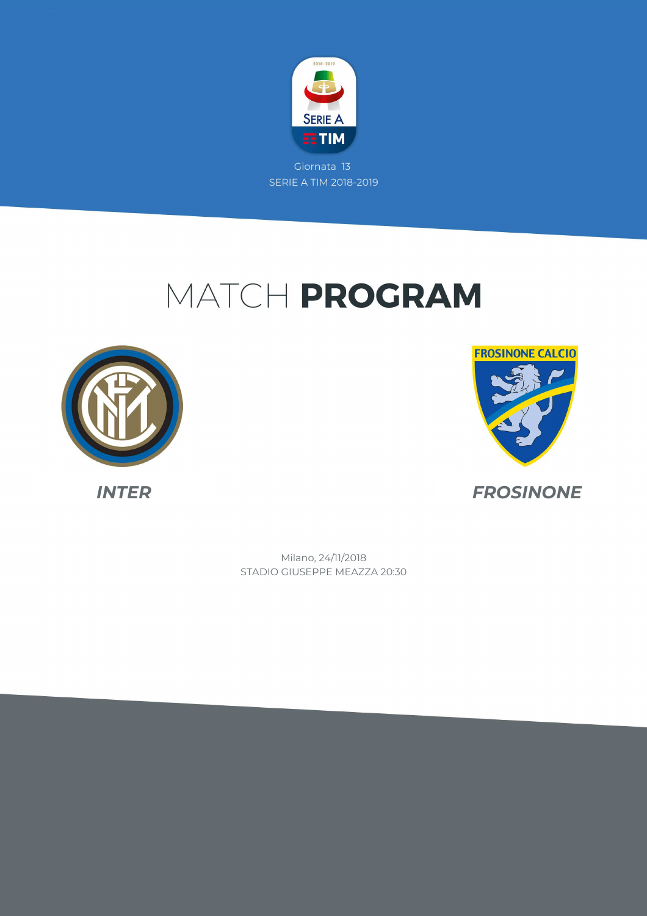Giornata 13

SERIE A TIM 2018-2019

# MATCH **PROGRAM**

***INTER***

***FROSINONE***

Milano, 24/11/2018

STADIO GIUSEPPE MEAZZA 20:30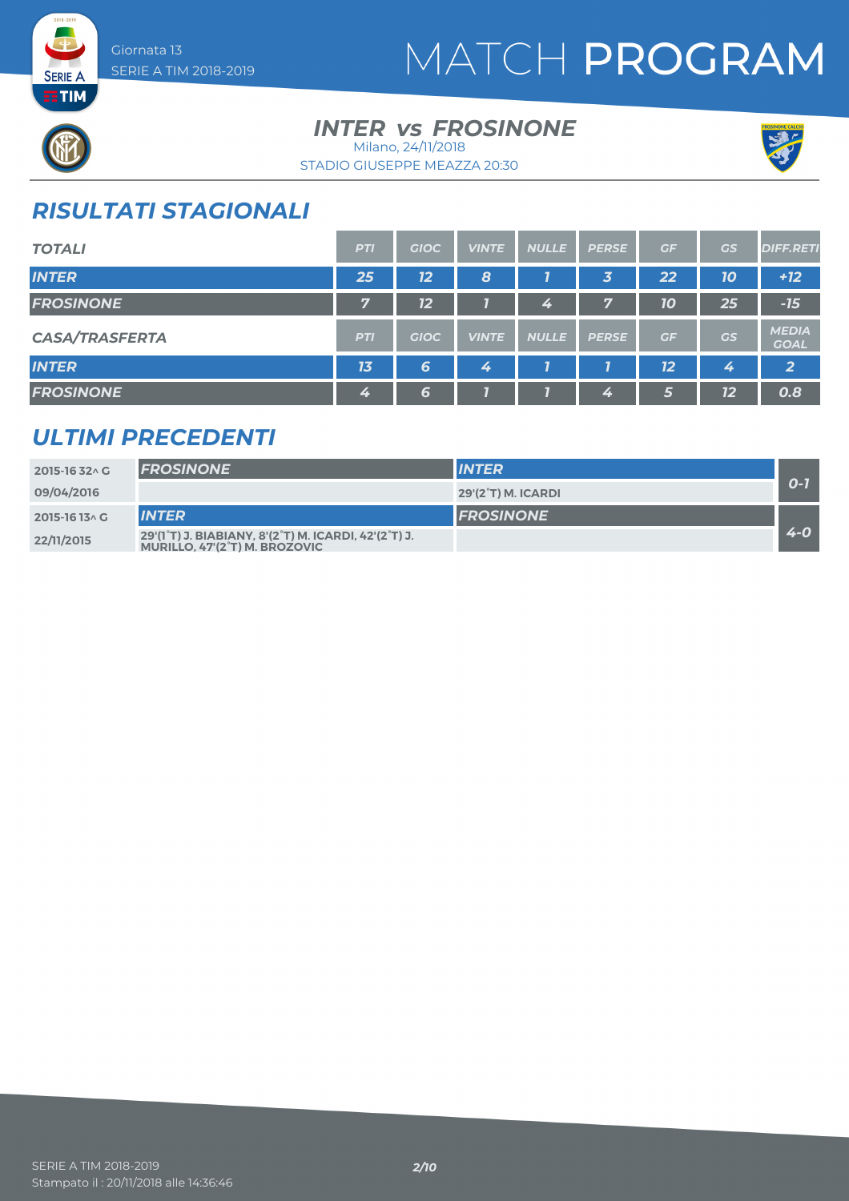# MATCH PROGRAM

Giornata 13
SERIE A TIM 2018-2019

## INTER vs FROSINONE

Milano, 24/11/2018
STADIO GIUSEPPE MEAZZA 20:30

## RISULTATI STAGIONALI

| TOTALI | PTI | GIOC | VINTE | NULLE | PERSE | GF | GS | DIFF.RETI |
|---|---|---|---|---|---|---|---|---|
| INTER | 25 | 12 | 8 | 1 | 3 | 22 | 10 | +12 |
| FROSINONE | 7 | 12 | 1 | 4 | 7 | 10 | 25 | -15 |

| CASA/TRASFERTA | PTI | GIOC | VINTE | NULLE | PERSE | GF | GS | MEDIA GOAL |
|---|---|---|---|---|---|---|---|---|
| INTER | 13 | 6 | 4 | 1 | 1 | 12 | 4 | 2 |
| FROSINONE | 4 | 6 | 1 | 1 | 4 | 5 | 12 | 0.8 |

## ULTIMI PRECEDENTI

| Giornata / Data | Casa | Trasferta | Risultato |
|---|---|---|---|
| 2015-16 32^ G | FROSINONE | INTER | 0-1 |
| 09/04/2016 | | 29'(2°T) M. ICARDI | |
| 2015-16 13^ G | INTER | FROSINONE | 4-0 |
| 22/11/2015 | 29'(1°T) J. BIABIANY, 8'(2°T) M. ICARDI, 42'(2°T) J. MURILLO, 47'(2°T) M. BROZOVIC | | |

SERIE A TIM 2018-2019
Stampato il : 20/11/2018 alle 14:36:46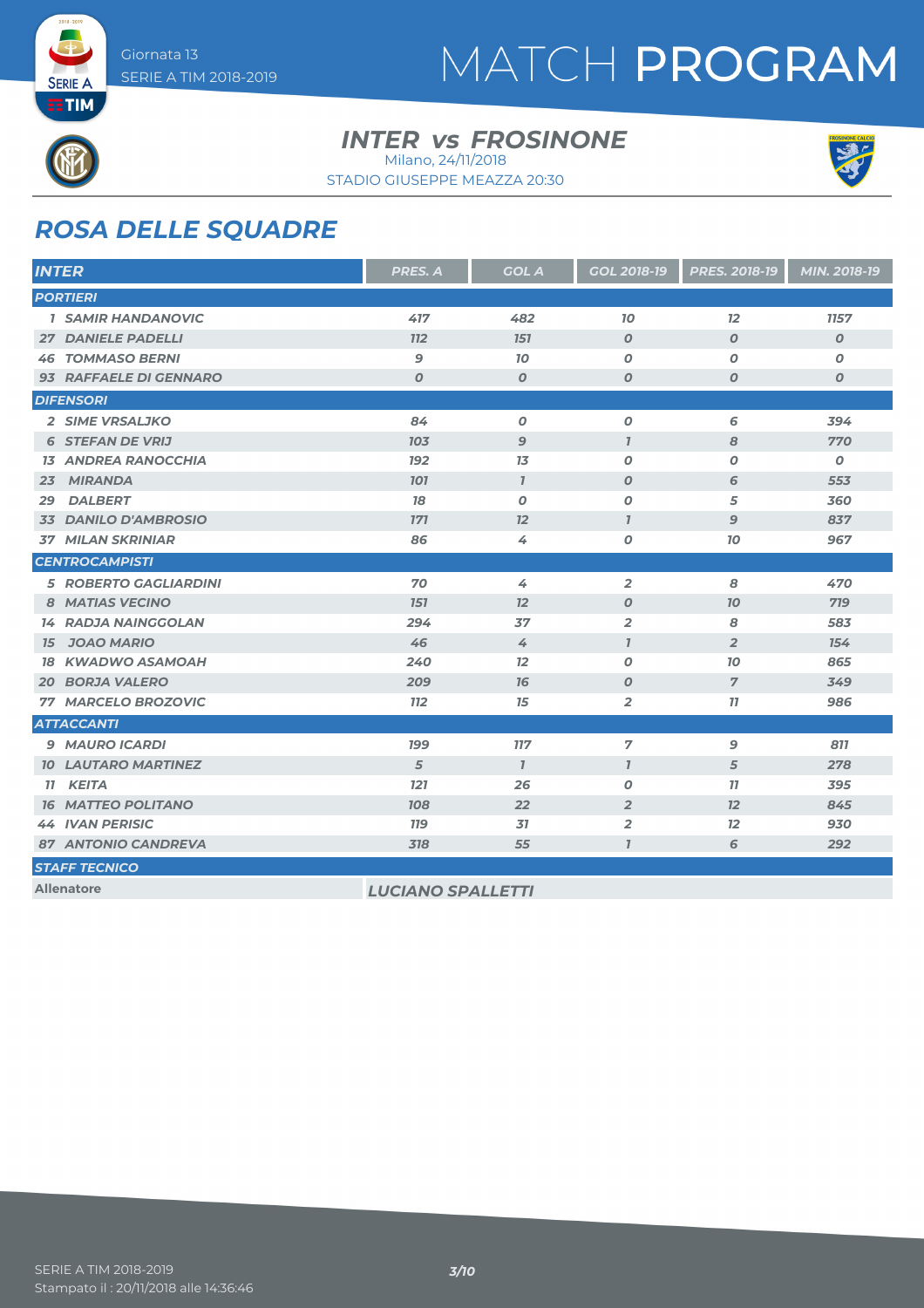Giornata 13
SERIE A TIM 2018-2019

# MATCH PROGRAM

## INTER vs FROSINONE

Milano, 24/11/2018
STADIO GIUSEPPE MEAZZA 20:30

## ROSA DELLE SQUADRE

| INTER | PRES. A | GOL A | GOL 2018-19 | PRES. 2018-19 | MIN. 2018-19 |
|---|---|---|---|---|---|
| **PORTIERI** | | | | | |
| 1 SAMIR HANDANOVIC | 417 | 482 | 10 | 12 | 1157 |
| 27 DANIELE PADELLI | 112 | 151 | 0 | 0 | 0 |
| 46 TOMMASO BERNI | 9 | 10 | 0 | 0 | 0 |
| 93 RAFFAELE DI GENNARO | 0 | 0 | 0 | 0 | 0 |
| **DIFENSORI** | | | | | |
| 2 SIME VRSALJKO | 84 | 0 | 0 | 6 | 394 |
| 6 STEFAN DE VRIJ | 103 | 9 | 1 | 8 | 770 |
| 13 ANDREA RANOCCHIA | 192 | 13 | 0 | 0 | 0 |
| 23 MIRANDA | 101 | 1 | 0 | 6 | 553 |
| 29 DALBERT | 18 | 0 | 0 | 5 | 360 |
| 33 DANILO D'AMBROSIO | 171 | 12 | 1 | 9 | 837 |
| 37 MILAN SKRINIAR | 86 | 4 | 0 | 10 | 967 |
| **CENTROCAMPISTI** | | | | | |
| 5 ROBERTO GAGLIARDINI | 70 | 4 | 2 | 8 | 470 |
| 8 MATIAS VECINO | 151 | 12 | 0 | 10 | 719 |
| 14 RADJA NAINGGOLAN | 294 | 37 | 2 | 8 | 583 |
| 15 JOAO MARIO | 46 | 4 | 1 | 2 | 154 |
| 18 KWADWO ASAMOAH | 240 | 12 | 0 | 10 | 865 |
| 20 BORJA VALERO | 209 | 16 | 0 | 7 | 349 |
| 77 MARCELO BROZOVIC | 112 | 15 | 2 | 11 | 986 |
| **ATTACCANTI** | | | | | |
| 9 MAURO ICARDI | 199 | 117 | 7 | 9 | 811 |
| 10 LAUTARO MARTINEZ | 5 | 1 | 1 | 5 | 278 |
| 11 KEITA | 121 | 26 | 0 | 11 | 395 |
| 16 MATTEO POLITANO | 108 | 22 | 2 | 12 | 845 |
| 44 IVAN PERISIC | 119 | 31 | 2 | 12 | 930 |
| 87 ANTONIO CANDREVA | 318 | 55 | 1 | 6 | 292 |
| **STAFF TECNICO** | | | | | |
| Allenatore | LUCIANO SPALLETTI | | | | |

SERIE A TIM 2018-2019
Stampato il : 20/11/2018 alle 14:36:46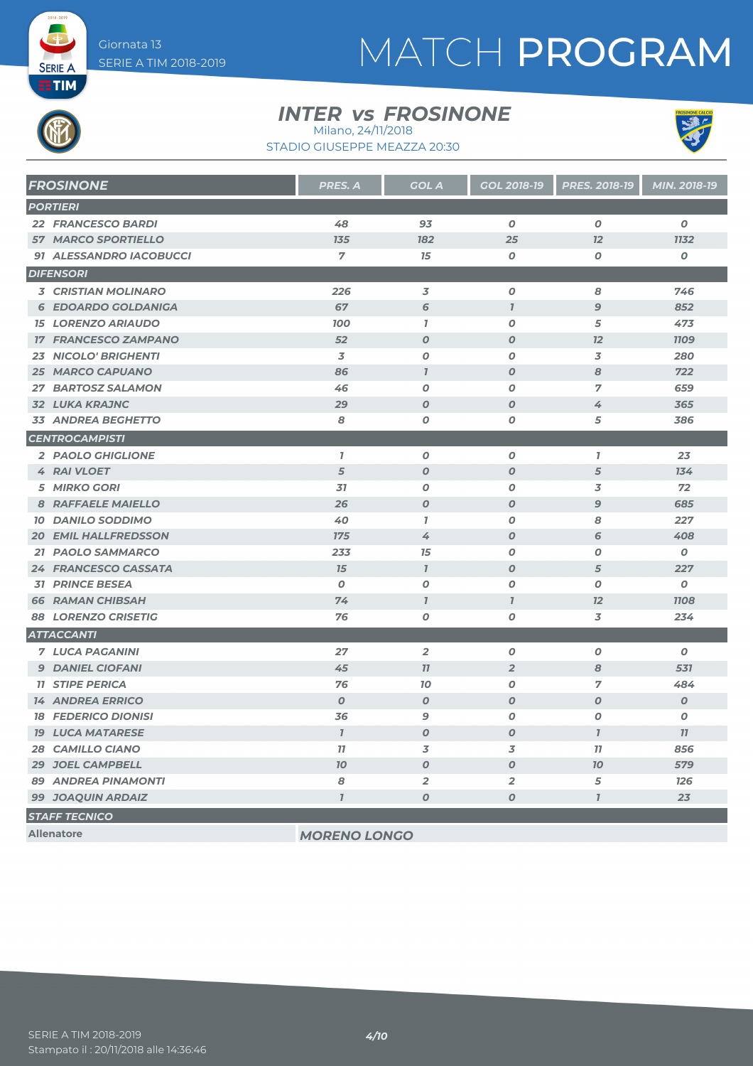Giornata 13
SERIE A TIM 2018-2019

# MATCH PROGRAM

## INTER vs FROSINONE

Milano, 24/11/2018
STADIO GIUSEPPE MEAZZA 20:30

| FROSINONE | PRES. A | GOL A | GOL 2018-19 | PRES. 2018-19 | MIN. 2018-19 |
|---|---|---|---|---|---|
| **PORTIERI** | | | | | |
| 22 FRANCESCO BARDI | 48 | 93 | 0 | 0 | 0 |
| 57 MARCO SPORTIELLO | 135 | 182 | 25 | 12 | 1132 |
| 91 ALESSANDRO IACOBUCCI | 7 | 15 | 0 | 0 | 0 |
| **DIFENSORI** | | | | | |
| 3 CRISTIAN MOLINARO | 226 | 3 | 0 | 8 | 746 |
| 6 EDOARDO GOLDANIGA | 67 | 6 | 1 | 9 | 852 |
| 15 LORENZO ARIAUDO | 100 | 1 | 0 | 5 | 473 |
| 17 FRANCESCO ZAMPANO | 52 | 0 | 0 | 12 | 1109 |
| 23 NICOLO' BRIGHENTI | 3 | 0 | 0 | 3 | 280 |
| 25 MARCO CAPUANO | 86 | 1 | 0 | 8 | 722 |
| 27 BARTOSZ SALAMON | 46 | 0 | 0 | 7 | 659 |
| 32 LUKA KRAJNC | 29 | 0 | 0 | 4 | 365 |
| 33 ANDREA BEGHETTO | 8 | 0 | 0 | 5 | 386 |
| **CENTROCAMPISTI** | | | | | |
| 2 PAOLO GHIGLIONE | 1 | 0 | 0 | 1 | 23 |
| 4 RAI VLOET | 5 | 0 | 0 | 5 | 134 |
| 5 MIRKO GORI | 31 | 0 | 0 | 3 | 72 |
| 8 RAFFAELE MAIELLO | 26 | 0 | 0 | 9 | 685 |
| 10 DANILO SODDIMO | 40 | 1 | 0 | 8 | 227 |
| 20 EMIL HALLFREDSSON | 175 | 4 | 0 | 6 | 408 |
| 21 PAOLO SAMMARCO | 233 | 15 | 0 | 0 | 0 |
| 24 FRANCESCO CASSATA | 15 | 1 | 0 | 5 | 227 |
| 31 PRINCE BESEA | 0 | 0 | 0 | 0 | 0 |
| 66 RAMAN CHIBSAH | 74 | 1 | 1 | 12 | 1108 |
| 88 LORENZO CRISETIG | 76 | 0 | 0 | 3 | 234 |
| **ATTACCANTI** | | | | | |
| 7 LUCA PAGANINI | 27 | 2 | 0 | 0 | 0 |
| 9 DANIEL CIOFANI | 45 | 11 | 2 | 8 | 531 |
| 11 STIPE PERICA | 76 | 10 | 0 | 7 | 484 |
| 14 ANDREA ERRICO | 0 | 0 | 0 | 0 | 0 |
| 18 FEDERICO DIONISI | 36 | 9 | 0 | 0 | 0 |
| 19 LUCA MATARESE | 1 | 0 | 0 | 1 | 11 |
| 28 CAMILLO CIANO | 11 | 3 | 3 | 11 | 856 |
| 29 JOEL CAMPBELL | 10 | 0 | 0 | 10 | 579 |
| 89 ANDREA PINAMONTI | 8 | 2 | 2 | 5 | 126 |
| 99 JOAQUIN ARDAIZ | 1 | 0 | 0 | 1 | 23 |
| **STAFF TECNICO** | | | | | |
| Allenatore | MORENO LONGO | | | | |

SERIE A TIM 2018-2019
Stampato il : 20/11/2018 alle 14:36:46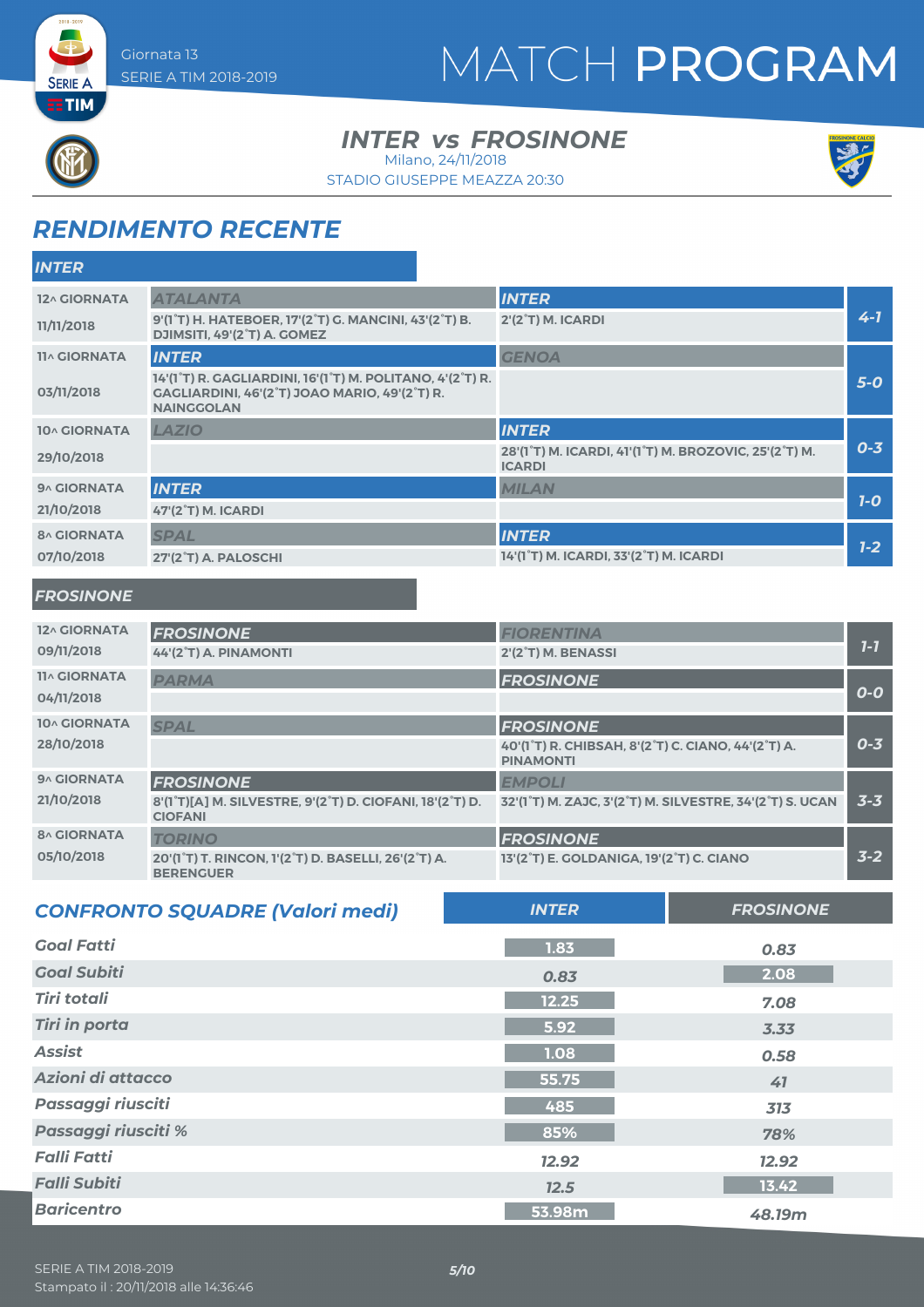Giornata 13
SERIE A TIM 2018-2019

# MATCH PROGRAM

## INTER vs FROSINONE

Milano, 24/11/2018
STADIO GIUSEPPE MEAZZA 20:30

## RENDIMENTO RECENTE

### INTER

| Giornata | Casa | Ospite | Risultato |
|---|---|---|---|
| 12^ GIORNATA 11/11/2018 | ATALANTA<br>9'(1°T) H. HATEBOER, 17'(2°T) G. MANCINI, 43'(2°T) B. DJIMSITI, 49'(2°T) A. GOMEZ | INTER<br>2'(2°T) M. ICARDI | 4-1 |
| 11^ GIORNATA 03/11/2018 | INTER<br>14'(1°T) R. GAGLIARDINI, 16'(1°T) M. POLITANO, 4'(2°T) R. GAGLIARDINI, 46'(2°T) JOAO MARIO, 49'(2°T) R. NAINGGOLAN | GENOA | 5-0 |
| 10^ GIORNATA 29/10/2018 | LAZIO | INTER<br>28'(1°T) M. ICARDI, 41'(1°T) M. BROZOVIC, 25'(2°T) M. ICARDI | 0-3 |
| 9^ GIORNATA 21/10/2018 | INTER<br>47'(2°T) M. ICARDI | MILAN | 1-0 |
| 8^ GIORNATA 07/10/2018 | SPAL<br>27'(2°T) A. PALOSCHI | INTER<br>14'(1°T) M. ICARDI, 33'(2°T) M. ICARDI | 1-2 |

### FROSINONE

| Giornata | Casa | Ospite | Risultato |
|---|---|---|---|
| 12^ GIORNATA 09/11/2018 | FROSINONE<br>44'(2°T) A. PINAMONTI | FIORENTINA<br>2'(2°T) M. BENASSI | 1-1 |
| 11^ GIORNATA 04/11/2018 | PARMA | FROSINONE | 0-0 |
| 10^ GIORNATA 28/10/2018 | SPAL | FROSINONE<br>40'(1°T) R. CHIBSAH, 8'(2°T) C. CIANO, 44'(2°T) A. PINAMONTI | 0-3 |
| 9^ GIORNATA 21/10/2018 | FROSINONE<br>8'(1°T)[A] M. SILVESTRE, 9'(2°T) D. CIOFANI, 18'(2°T) D. CIOFANI | EMPOLI<br>32'(1°T) M. ZAJC, 3'(2°T) M. SILVESTRE, 34'(2°T) S. UCAN | 3-3 |
| 8^ GIORNATA 05/10/2018 | TORINO<br>20'(1°T) T. RINCON, 1'(2°T) D. BASELLI, 26'(2°T) A. BERENGUER | FROSINONE<br>13'(2°T) E. GOLDANIGA, 19'(2°T) C. CIANO | 3-2 |

## CONFRONTO SQUADRE (Valori medi)

| | INTER | FROSINONE |
|---|---|---|
| Goal Fatti | 1.83 | 0.83 |
| Goal Subiti | 0.83 | 2.08 |
| Tiri totali | 12.25 | 7.08 |
| Tiri in porta | 5.92 | 3.33 |
| Assist | 1.08 | 0.58 |
| Azioni di attacco | 55.75 | 41 |
| Passaggi riusciti | 485 | 313 |
| Passaggi riusciti % | 85% | 78% |
| Falli Fatti | 12.92 | 12.92 |
| Falli Subiti | 12.5 | 13.42 |
| Baricentro | 53.98m | 48.19m |

SERIE A TIM 2018-2019
Stampato il : 20/11/2018 alle 14:36:46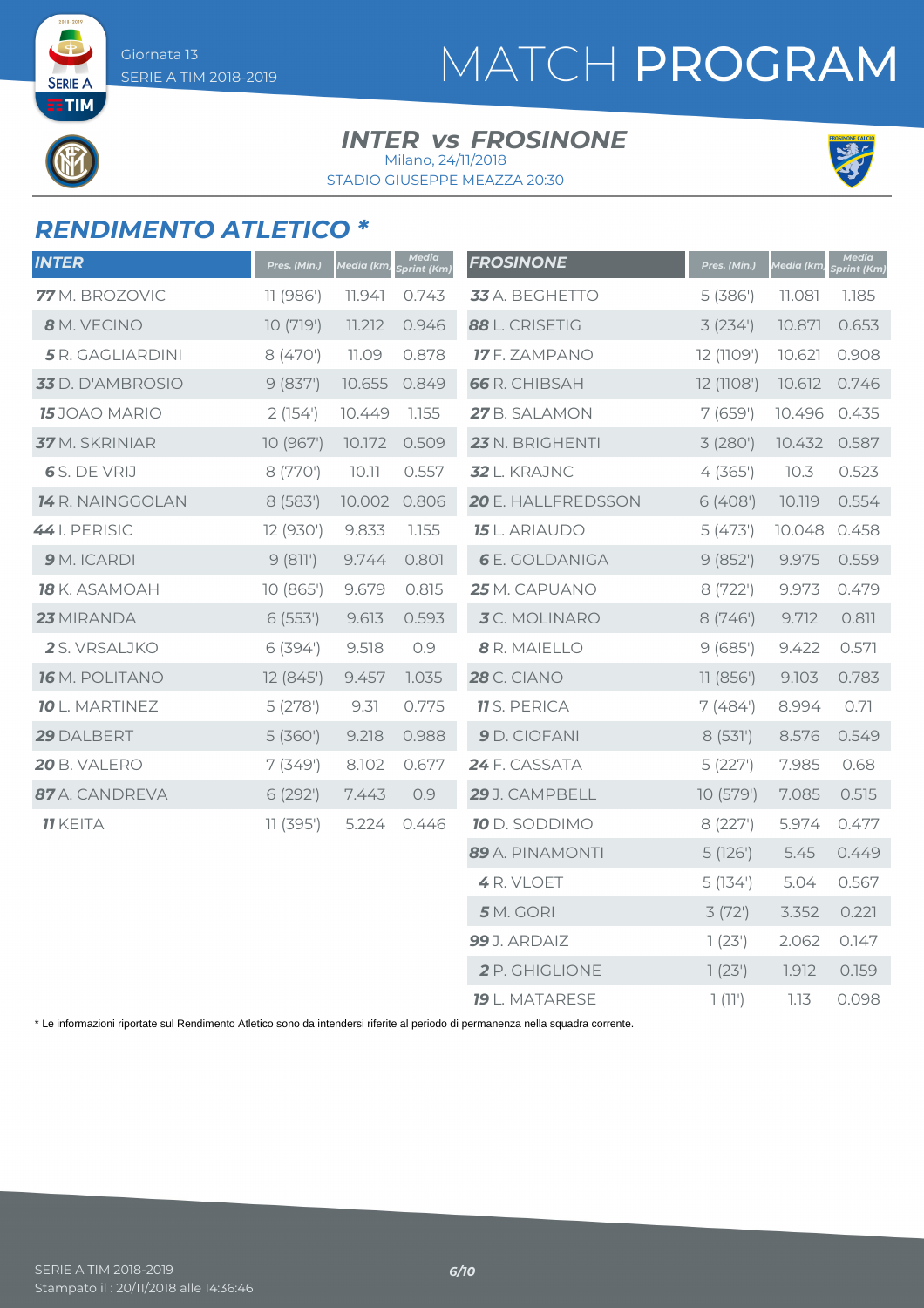# MATCH PROGRAM

Giornata 13
SERIE A TIM 2018-2019

## INTER vs FROSINONE

Milano, 24/11/2018
STADIO GIUSEPPE MEAZZA 20:30

## RENDIMENTO ATLETICO *

| INTER | Pres. (Min.) | Media (km) | Media Sprint (Km) |
|---|---|---|---|
| **77** M. BROZOVIC | 11 (986') | 11.941 | 0.743 |
| **8** M. VECINO | 10 (719') | 11.212 | 0.946 |
| **5** R. GAGLIARDINI | 8 (470') | 11.09 | 0.878 |
| **33** D. D'AMBROSIO | 9 (837') | 10.655 | 0.849 |
| **15** JOAO MARIO | 2 (154') | 10.449 | 1.155 |
| **37** M. SKRINIAR | 10 (967') | 10.172 | 0.509 |
| **6** S. DE VRIJ | 8 (770') | 10.11 | 0.557 |
| **14** R. NAINGGOLAN | 8 (583') | 10.002 | 0.806 |
| **44** I. PERISIC | 12 (930') | 9.833 | 1.155 |
| **9** M. ICARDI | 9 (811') | 9.744 | 0.801 |
| **18** K. ASAMOAH | 10 (865') | 9.679 | 0.815 |
| **23** MIRANDA | 6 (553') | 9.613 | 0.593 |
| **2** S. VRSALJKO | 6 (394') | 9.518 | 0.9 |
| **16** M. POLITANO | 12 (845') | 9.457 | 1.035 |
| **10** L. MARTINEZ | 5 (278') | 9.31 | 0.775 |
| **29** DALBERT | 5 (360') | 9.218 | 0.988 |
| **20** B. VALERO | 7 (349') | 8.102 | 0.677 |
| **87** A. CANDREVA | 6 (292') | 7.443 | 0.9 |
| **11** KEITA | 11 (395') | 5.224 | 0.446 |

| FROSINONE | Pres. (Min.) | Media (km) | Media Sprint (Km) |
|---|---|---|---|
| **33** A. BEGHETTO | 5 (386') | 11.081 | 1.185 |
| **88** L. CRISETIG | 3 (234') | 10.871 | 0.653 |
| **17** F. ZAMPANO | 12 (1109') | 10.621 | 0.908 |
| **66** R. CHIBSAH | 12 (1108') | 10.612 | 0.746 |
| **27** B. SALAMON | 7 (659') | 10.496 | 0.435 |
| **23** N. BRIGHENTI | 3 (280') | 10.432 | 0.587 |
| **32** L. KRAJNC | 4 (365') | 10.3 | 0.523 |
| **20** E. HALLFREDSSON | 6 (408') | 10.119 | 0.554 |
| **15** L. ARIAUDO | 5 (473') | 10.048 | 0.458 |
| **6** E. GOLDANIGA | 9 (852') | 9.975 | 0.559 |
| **25** M. CAPUANO | 8 (722') | 9.973 | 0.479 |
| **3** C. MOLINARO | 8 (746') | 9.712 | 0.811 |
| **8** R. MAIELLO | 9 (685') | 9.422 | 0.571 |
| **28** C. CIANO | 11 (856') | 9.103 | 0.783 |
| **11** S. PERICA | 7 (484') | 8.994 | 0.71 |
| **9** D. CIOFANI | 8 (531') | 8.576 | 0.549 |
| **24** F. CASSATA | 5 (227') | 7.985 | 0.68 |
| **29** J. CAMPBELL | 10 (579') | 7.085 | 0.515 |
| **10** D. SODDIMO | 8 (227') | 5.974 | 0.477 |
| **89** A. PINAMONTI | 5 (126') | 5.45 | 0.449 |
| **4** R. VLOET | 5 (134') | 5.04 | 0.567 |
| **5** M. GORI | 3 (72') | 3.352 | 0.221 |
| **99** J. ARDAIZ | 1 (23') | 2.062 | 0.147 |
| **2** P. GHIGLIONE | 1 (23') | 1.912 | 0.159 |
| **19** L. MATARESE | 1 (11') | 1.13 | 0.098 |

* Le informazioni riportate sul Rendimento Atletico sono da intendersi riferite al periodo di permanenza nella squadra corrente.

SERIE A TIM 2018-2019
Stampato il : 20/11/2018 alle 14:36:46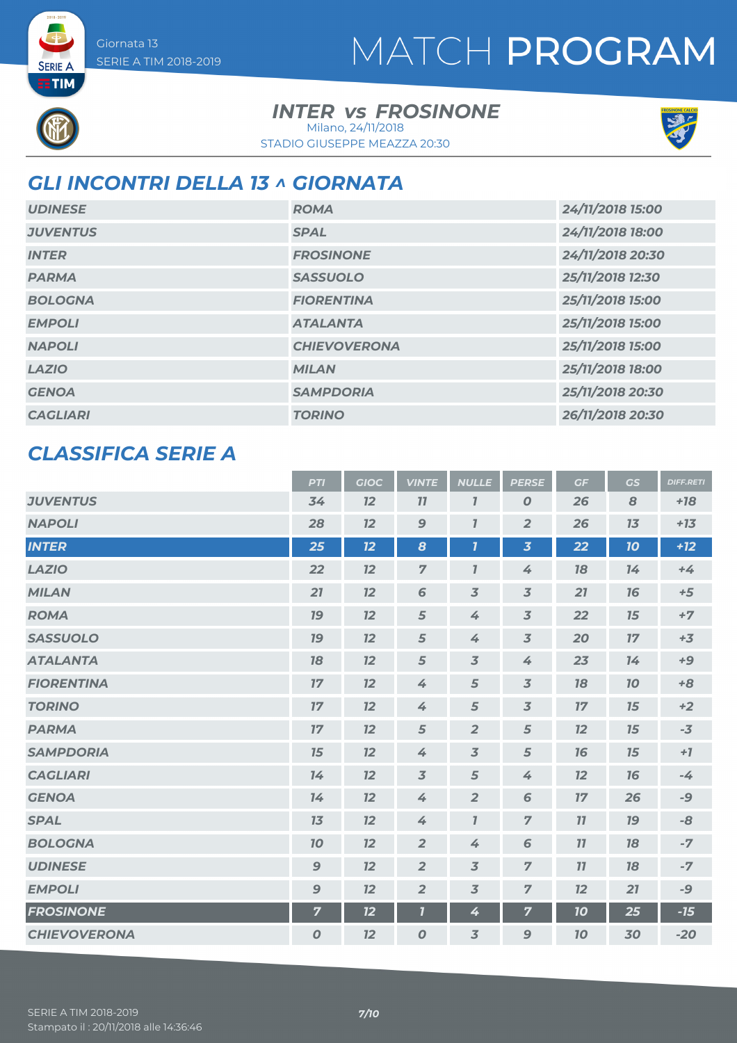# MATCH PROGRAM

Giornata 13
SERIE A TIM 2018-2019

## INTER vs FROSINONE

Milano, 24/11/2018
STADIO GIUSEPPE MEAZZA 20:30

## GLI INCONTRI DELLA 13 ^ GIORNATA

| | | |
|---|---|---|
| UDINESE | ROMA | 24/11/2018 15:00 |
| JUVENTUS | SPAL | 24/11/2018 18:00 |
| INTER | FROSINONE | 24/11/2018 20:30 |
| PARMA | SASSUOLO | 25/11/2018 12:30 |
| BOLOGNA | FIORENTINA | 25/11/2018 15:00 |
| EMPOLI | ATALANTA | 25/11/2018 15:00 |
| NAPOLI | CHIEVOVERONA | 25/11/2018 15:00 |
| LAZIO | MILAN | 25/11/2018 18:00 |
| GENOA | SAMPDORIA | 25/11/2018 20:30 |
| CAGLIARI | TORINO | 26/11/2018 20:30 |

## CLASSIFICA SERIE A

| | PTI | GIOC | VINTE | NULLE | PERSE | GF | GS | DIFF.RETI |
|---|---|---|---|---|---|---|---|---|
| JUVENTUS | 34 | 12 | 11 | 1 | 0 | 26 | 8 | +18 |
| NAPOLI | 28 | 12 | 9 | 1 | 2 | 26 | 13 | +13 |
| INTER | 25 | 12 | 8 | 1 | 3 | 22 | 10 | +12 |
| LAZIO | 22 | 12 | 7 | 1 | 4 | 18 | 14 | +4 |
| MILAN | 21 | 12 | 6 | 3 | 3 | 21 | 16 | +5 |
| ROMA | 19 | 12 | 5 | 4 | 3 | 22 | 15 | +7 |
| SASSUOLO | 19 | 12 | 5 | 4 | 3 | 20 | 17 | +3 |
| ATALANTA | 18 | 12 | 5 | 3 | 4 | 23 | 14 | +9 |
| FIORENTINA | 17 | 12 | 4 | 5 | 3 | 18 | 10 | +8 |
| TORINO | 17 | 12 | 4 | 5 | 3 | 17 | 15 | +2 |
| PARMA | 17 | 12 | 5 | 2 | 5 | 12 | 15 | -3 |
| SAMPDORIA | 15 | 12 | 4 | 3 | 5 | 16 | 15 | +1 |
| CAGLIARI | 14 | 12 | 3 | 5 | 4 | 12 | 16 | -4 |
| GENOA | 14 | 12 | 4 | 2 | 6 | 17 | 26 | -9 |
| SPAL | 13 | 12 | 4 | 1 | 7 | 11 | 19 | -8 |
| BOLOGNA | 10 | 12 | 2 | 4 | 6 | 11 | 18 | -7 |
| UDINESE | 9 | 12 | 2 | 3 | 7 | 11 | 18 | -7 |
| EMPOLI | 9 | 12 | 2 | 3 | 7 | 12 | 21 | -9 |
| FROSINONE | 7 | 12 | 1 | 4 | 7 | 10 | 25 | -15 |
| CHIEVOVERONA | 0 | 12 | 0 | 3 | 9 | 10 | 30 | -20 |

SERIE A TIM 2018-2019
Stampato il : 20/11/2018 alle 14:36:46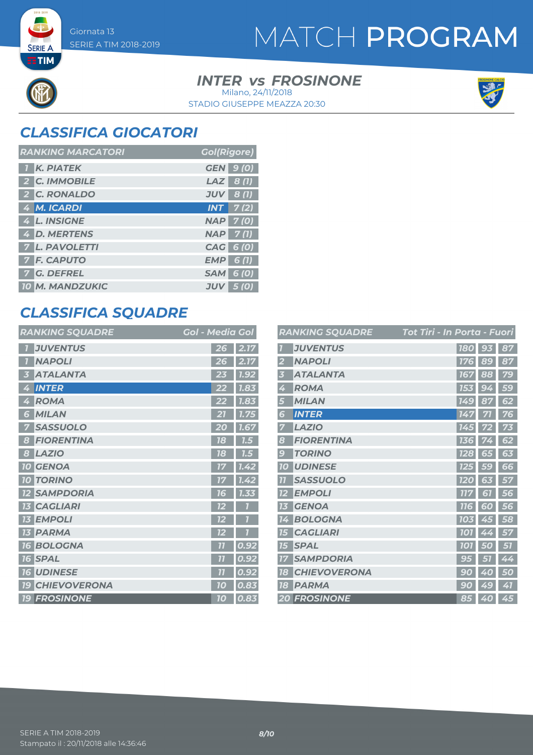Giornata 13
SERIE A TIM 2018-2019

# MATCH PROGRAM

## INTER vs FROSINONE

Milano, 24/11/2018
STADIO GIUSEPPE MEAZZA 20:30

## CLASSIFICA GIOCATORI

| RANKING MARCATORI | | | Gol(Rigore) |
|---|---|---|---|
| 1 | K. PIATEK | GEN | 9 (0) |
| 2 | C. IMMOBILE | LAZ | 8 (1) |
| 2 | C. RONALDO | JUV | 8 (1) |
| 4 | M. ICARDI | INT | 7 (2) |
| 4 | L. INSIGNE | NAP | 7 (0) |
| 4 | D. MERTENS | NAP | 7 (1) |
| 7 | L. PAVOLETTI | CAG | 6 (0) |
| 7 | F. CAPUTO | EMP | 6 (1) |
| 7 | G. DEFREL | SAM | 6 (0) |
| 10 | M. MANDZUKIC | JUV | 5 (0) |

## CLASSIFICA SQUADRE

| RANKING SQUADRE | | Gol | Media Gol |
|---|---|---|---|
| 1 | JUVENTUS | 26 | 2.17 |
| 1 | NAPOLI | 26 | 2.17 |
| 3 | ATALANTA | 23 | 1.92 |
| 4 | INTER | 22 | 1.83 |
| 4 | ROMA | 22 | 1.83 |
| 6 | MILAN | 21 | 1.75 |
| 7 | SASSUOLO | 20 | 1.67 |
| 8 | FIORENTINA | 18 | 1.5 |
| 8 | LAZIO | 18 | 1.5 |
| 10 | GENOA | 17 | 1.42 |
| 10 | TORINO | 17 | 1.42 |
| 12 | SAMPDORIA | 16 | 1.33 |
| 13 | CAGLIARI | 12 | 1 |
| 13 | EMPOLI | 12 | 1 |
| 13 | PARMA | 12 | 1 |
| 16 | BOLOGNA | 11 | 0.92 |
| 16 | SPAL | 11 | 0.92 |
| 16 | UDINESE | 11 | 0.92 |
| 19 | CHIEVOVERONA | 10 | 0.83 |
| 19 | FROSINONE | 10 | 0.83 |

| RANKING SQUADRE | | Tot Tiri | In Porta | Fuori |
|---|---|---|---|---|
| 1 | JUVENTUS | 180 | 93 | 87 |
| 2 | NAPOLI | 176 | 89 | 87 |
| 3 | ATALANTA | 167 | 88 | 79 |
| 4 | ROMA | 153 | 94 | 59 |
| 5 | MILAN | 149 | 87 | 62 |
| 6 | INTER | 147 | 71 | 76 |
| 7 | LAZIO | 145 | 72 | 73 |
| 8 | FIORENTINA | 136 | 74 | 62 |
| 9 | TORINO | 128 | 65 | 63 |
| 10 | UDINESE | 125 | 59 | 66 |
| 11 | SASSUOLO | 120 | 63 | 57 |
| 12 | EMPOLI | 117 | 61 | 56 |
| 13 | GENOA | 116 | 60 | 56 |
| 14 | BOLOGNA | 103 | 45 | 58 |
| 15 | CAGLIARI | 101 | 44 | 57 |
| 15 | SPAL | 101 | 50 | 51 |
| 17 | SAMPDORIA | 95 | 51 | 44 |
| 18 | CHIEVOVERONA | 90 | 40 | 50 |
| 18 | PARMA | 90 | 49 | 41 |
| 20 | FROSINONE | 85 | 40 | 45 |

SERIE A TIM 2018-2019
Stampato il : 20/11/2018 alle 14:36:46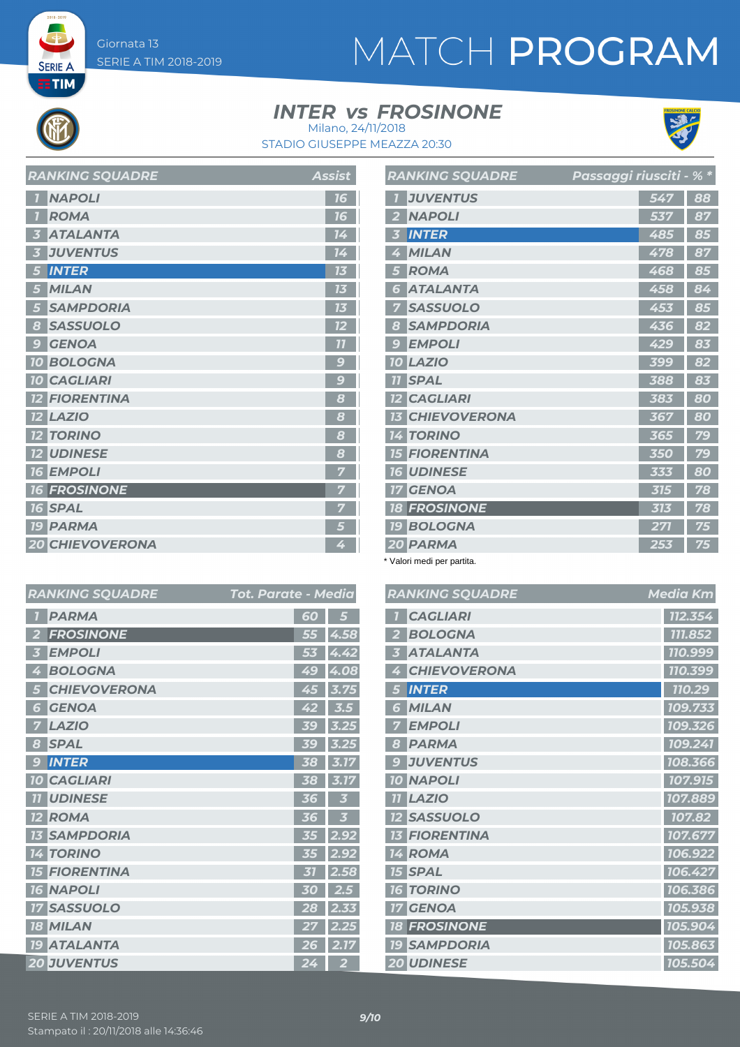# MATCH PROGRAM

Giornata 13
SERIE A TIM 2018-2019

## INTER vs FROSINONE

Milano, 24/11/2018
STADIO GIUSEPPE MEAZZA 20:30

| RANKING SQUADRE | | Assist |
|---|---|---|
| 1 | NAPOLI | 16 |
| 1 | ROMA | 16 |
| 3 | ATALANTA | 14 |
| 3 | JUVENTUS | 14 |
| 5 | INTER | 13 |
| 5 | MILAN | 13 |
| 5 | SAMPDORIA | 13 |
| 8 | SASSUOLO | 12 |
| 9 | GENOA | 11 |
| 10 | BOLOGNA | 9 |
| 10 | CAGLIARI | 9 |
| 12 | FIORENTINA | 8 |
| 12 | LAZIO | 8 |
| 12 | TORINO | 8 |
| 12 | UDINESE | 8 |
| 16 | EMPOLI | 7 |
| 16 | FROSINONE | 7 |
| 16 | SPAL | 7 |
| 19 | PARMA | 5 |
| 20 | CHIEVOVERONA | 4 |

| RANKING SQUADRE | | Passaggi riusciti | % * |
|---|---|---|---|
| 1 | JUVENTUS | 547 | 88 |
| 2 | NAPOLI | 537 | 87 |
| 3 | INTER | 485 | 85 |
| 4 | MILAN | 478 | 87 |
| 5 | ROMA | 468 | 85 |
| 6 | ATALANTA | 458 | 84 |
| 7 | SASSUOLO | 453 | 85 |
| 8 | SAMPDORIA | 436 | 82 |
| 9 | EMPOLI | 429 | 83 |
| 10 | LAZIO | 399 | 82 |
| 11 | SPAL | 388 | 83 |
| 12 | CAGLIARI | 383 | 80 |
| 13 | CHIEVOVERONA | 367 | 80 |
| 14 | TORINO | 365 | 79 |
| 15 | FIORENTINA | 350 | 79 |
| 16 | UDINESE | 333 | 80 |
| 17 | GENOA | 315 | 78 |
| 18 | FROSINONE | 313 | 78 |
| 19 | BOLOGNA | 271 | 75 |
| 20 | PARMA | 253 | 75 |

\* Valori medi per partita.

| RANKING SQUADRE | | Tot. Parate | Media |
|---|---|---|---|
| 1 | PARMA | 60 | 5 |
| 2 | FROSINONE | 55 | 4.58 |
| 3 | EMPOLI | 53 | 4.42 |
| 4 | BOLOGNA | 49 | 4.08 |
| 5 | CHIEVOVERONA | 45 | 3.75 |
| 6 | GENOA | 42 | 3.5 |
| 7 | LAZIO | 39 | 3.25 |
| 8 | SPAL | 39 | 3.25 |
| 9 | INTER | 38 | 3.17 |
| 10 | CAGLIARI | 38 | 3.17 |
| 11 | UDINESE | 36 | 3 |
| 12 | ROMA | 36 | 3 |
| 13 | SAMPDORIA | 35 | 2.92 |
| 14 | TORINO | 35 | 2.92 |
| 15 | FIORENTINA | 31 | 2.58 |
| 16 | NAPOLI | 30 | 2.5 |
| 17 | SASSUOLO | 28 | 2.33 |
| 18 | MILAN | 27 | 2.25 |
| 19 | ATALANTA | 26 | 2.17 |
| 20 | JUVENTUS | 24 | 2 |

| RANKING SQUADRE | | Media Km |
|---|---|---|
| 1 | CAGLIARI | 112.354 |
| 2 | BOLOGNA | 111.852 |
| 3 | ATALANTA | 110.999 |
| 4 | CHIEVOVERONA | 110.399 |
| 5 | INTER | 110.29 |
| 6 | MILAN | 109.733 |
| 7 | EMPOLI | 109.326 |
| 8 | PARMA | 109.241 |
| 9 | JUVENTUS | 108.366 |
| 10 | NAPOLI | 107.915 |
| 11 | LAZIO | 107.889 |
| 12 | SASSUOLO | 107.82 |
| 13 | FIORENTINA | 107.677 |
| 14 | ROMA | 106.922 |
| 15 | SPAL | 106.427 |
| 16 | TORINO | 106.386 |
| 17 | GENOA | 105.938 |
| 18 | FROSINONE | 105.904 |
| 19 | SAMPDORIA | 105.863 |
| 20 | UDINESE | 105.504 |

SERIE A TIM 2018-2019
Stampato il : 20/11/2018 alle 14:36:46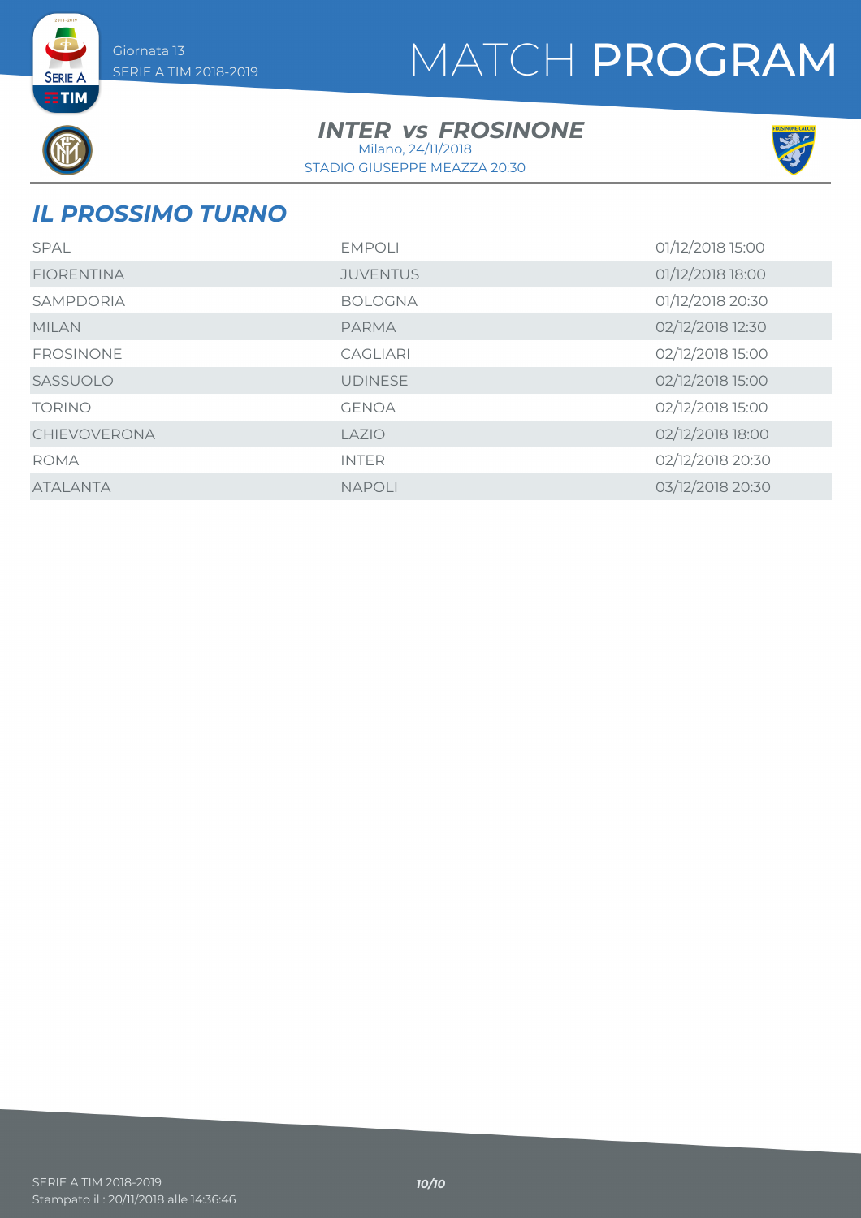Giornata 13
SERIE A TIM 2018-2019

# MATCH PROGRAM

## INTER vs FROSINONE

Milano, 24/11/2018
STADIO GIUSEPPE MEAZZA 20:30

## IL PROSSIMO TURNO

| | | |
|---|---|---|
| SPAL | EMPOLI | 01/12/2018 15:00 |
| FIORENTINA | JUVENTUS | 01/12/2018 18:00 |
| SAMPDORIA | BOLOGNA | 01/12/2018 20:30 |
| MILAN | PARMA | 02/12/2018 12:30 |
| FROSINONE | CAGLIARI | 02/12/2018 15:00 |
| SASSUOLO | UDINESE | 02/12/2018 15:00 |
| TORINO | GENOA | 02/12/2018 15:00 |
| CHIEVOVERONA | LAZIO | 02/12/2018 18:00 |
| ROMA | INTER | 02/12/2018 20:30 |
| ATALANTA | NAPOLI | 03/12/2018 20:30 |

Stampato il : 20/11/2018 alle 14:36:46